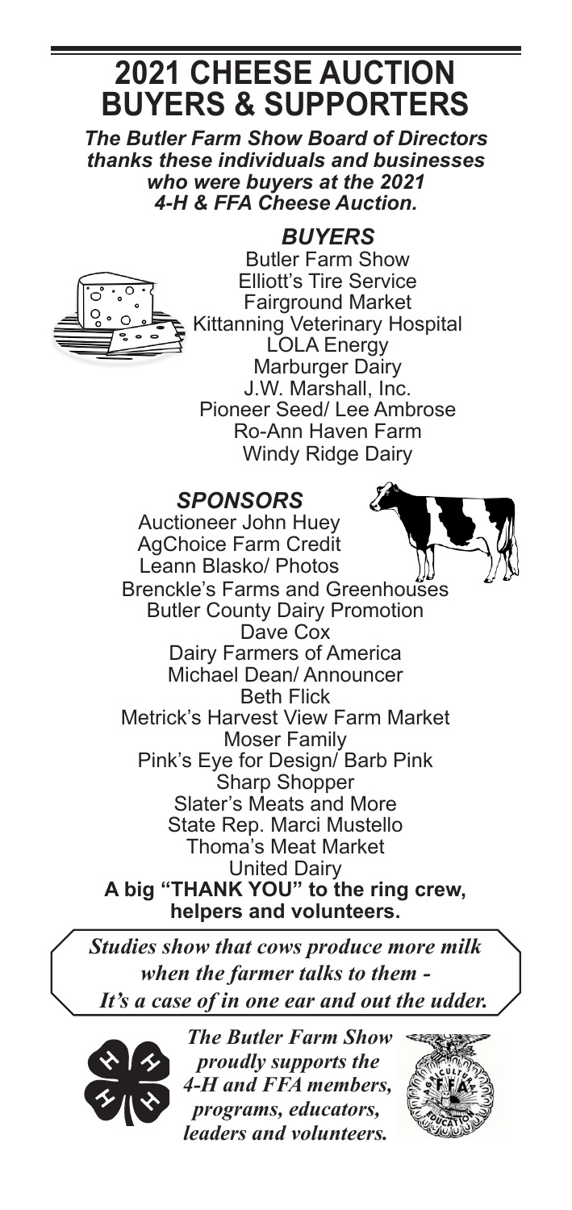# 2021 CHEESE AUCTION BUYERS & SUPPORTERS

***The Butler Farm Show Board of Directors thanks these individuals and businesses who were buyers at the 2021 4-H & FFA Cheese Auction.***

## *BUYERS*

Butler Farm Show
Elliott's Tire Service
Fairground Market
Kittanning Veterinary Hospital
LOLA Energy
Marburger Dairy
J.W. Marshall, Inc.
Pioneer Seed/ Lee Ambrose
Ro-Ann Haven Farm
Windy Ridge Dairy

## *SPONSORS*

Auctioneer John Huey
AgChoice Farm Credit
Leann Blasko/ Photos
Brenckle's Farms and Greenhouses
Butler County Dairy Promotion
Dave Cox
Dairy Farmers of America
Michael Dean/ Announcer
Beth Flick
Metrick's Harvest View Farm Market
Moser Family
Pink's Eye for Design/ Barb Pink
Sharp Shopper
Slater's Meats and More
State Rep. Marci Mustello
Thoma's Meat Market
United Dairy

**A big "THANK YOU" to the ring crew, helpers and volunteers.**

***Studies show that cows produce more milk when the farmer talks to them - It's a case of in one ear and out the udder.***

***The Butler Farm Show proudly supports the 4-H and FFA members, programs, educators, leaders and volunteers.***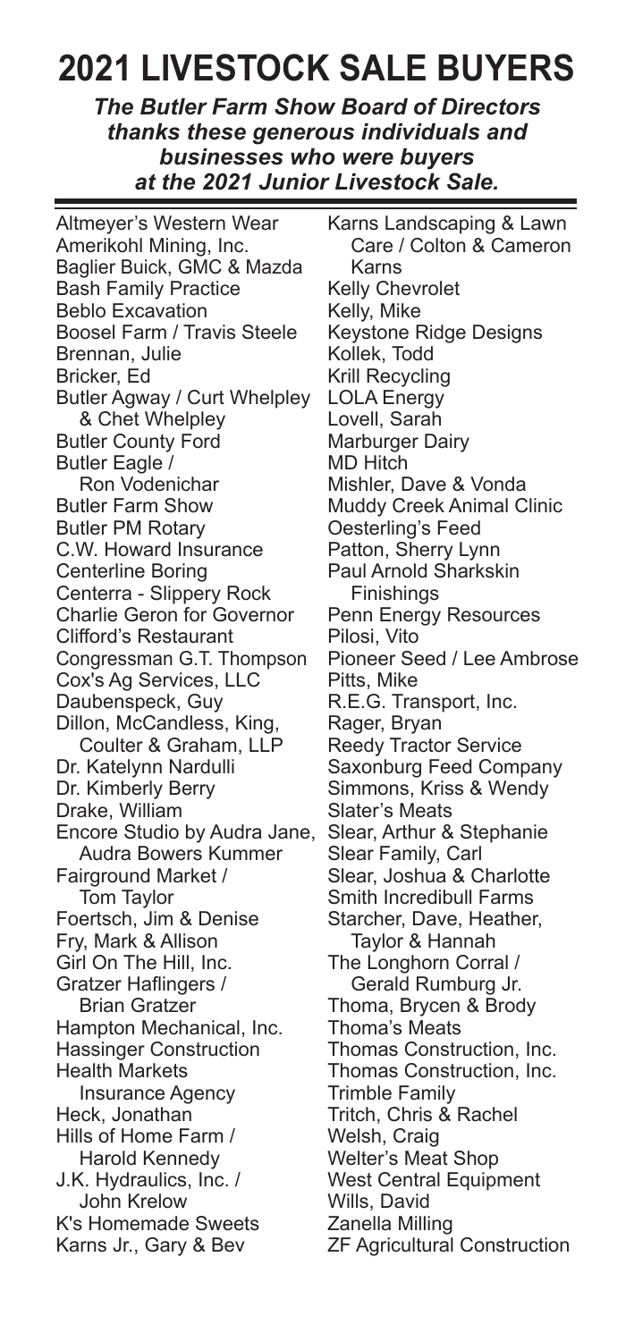# 2021 LIVESTOCK SALE BUYERS

***The Butler Farm Show Board of Directors thanks these generous individuals and businesses who were buyers at the 2021 Junior Livestock Sale.***

Altmeyer's Western Wear
Amerikohl Mining, Inc.
Baglier Buick, GMC & Mazda
Bash Family Practice
Beblo Excavation
Boosel Farm / Travis Steele
Brennan, Julie
Bricker, Ed
Butler Agway / Curt Whelpley & Chet Whelpley
Butler County Ford
Butler Eagle / Ron Vodenichar
Butler Farm Show
Butler PM Rotary
C.W. Howard Insurance
Centerline Boring
Centerra - Slippery Rock
Charlie Geron for Governor
Clifford's Restaurant
Congressman G.T. Thompson
Cox's Ag Services, LLC
Daubenspeck, Guy
Dillon, McCandless, King, Coulter & Graham, LLP
Dr. Katelynn Nardulli
Dr. Kimberly Berry
Drake, William
Encore Studio by Audra Jane, Audra Bowers Kummer
Fairground Market / Tom Taylor
Foertsch, Jim & Denise
Fry, Mark & Allison
Girl On The Hill, Inc.
Gratzer Haflingers / Brian Gratzer
Hampton Mechanical, Inc.
Hassinger Construction
Health Markets Insurance Agency
Heck, Jonathan
Hills of Home Farm / Harold Kennedy
J.K. Hydraulics, Inc. / John Krelow
K's Homemade Sweets
Karns Jr., Gary & Bev
Karns Landscaping & Lawn Care / Colton & Cameron Karns
Kelly Chevrolet
Kelly, Mike
Keystone Ridge Designs
Kollek, Todd
Krill Recycling
LOLA Energy
Lovell, Sarah
Marburger Dairy
MD Hitch
Mishler, Dave & Vonda
Muddy Creek Animal Clinic
Oesterling's Feed
Patton, Sherry Lynn
Paul Arnold Sharkskin Finishings
Penn Energy Resources
Pilosi, Vito
Pioneer Seed / Lee Ambrose
Pitts, Mike
R.E.G. Transport, Inc.
Rager, Bryan
Reedy Tractor Service
Saxonburg Feed Company
Simmons, Kriss & Wendy
Slater's Meats
Slear, Arthur & Stephanie
Slear Family, Carl
Slear, Joshua & Charlotte
Smith Incredibull Farms
Starcher, Dave, Heather, Taylor & Hannah
The Longhorn Corral / Gerald Rumburg Jr.
Thoma, Brycen & Brody
Thoma's Meats
Thomas Construction, Inc.
Thomas Construction, Inc.
Trimble Family
Tritch, Chris & Rachel
Welsh, Craig
Welter's Meat Shop
West Central Equipment
Wills, David
Zanella Milling
ZF Agricultural Construction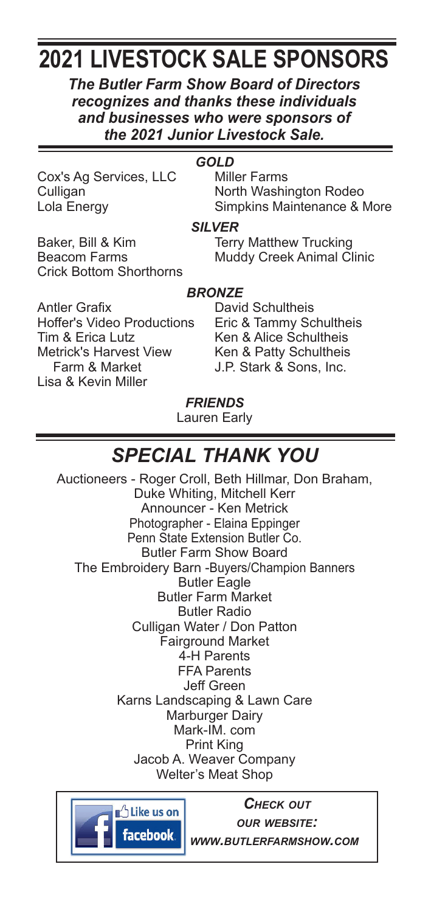# 2021 LIVESTOCK SALE SPONSORS

***The Butler Farm Show Board of Directors recognizes and thanks these individuals and businesses who were sponsors of the 2021 Junior Livestock Sale.***

### *GOLD*

Cox's Ag Services, LLC
Culligan
Lola Energy
Miller Farms
North Washington Rodeo
Simpkins Maintenance & More

### *SILVER*

Baker, Bill & Kim
Beacom Farms
Crick Bottom Shorthorns
Terry Matthew Trucking
Muddy Creek Animal Clinic

### *BRONZE*

Antler Grafix
Hoffer's Video Productions
Tim & Erica Lutz
Metrick's Harvest View Farm & Market
Lisa & Kevin Miller
David Schultheis
Eric & Tammy Schultheis
Ken & Alice Schultheis
Ken & Patty Schultheis
J.P. Stark & Sons, Inc.

### *FRIENDS*

Lauren Early

## *SPECIAL THANK YOU*

Auctioneers - Roger Croll, Beth Hillmar, Don Braham, Duke Whiting, Mitchell Kerr
Announcer - Ken Metrick
Photographer - Elaina Eppinger
Penn State Extension Butler Co.
Butler Farm Show Board
The Embroidery Barn -Buyers/Champion Banners
Butler Eagle
Butler Farm Market
Butler Radio
Culligan Water / Don Patton
Fairground Market
4-H Parents
FFA Parents
Jeff Green
Karns Landscaping & Lawn Care
Marburger Dairy
Mark-IM. com
Print King
Jacob A. Weaver Company
Welter's Meat Shop

Like us on facebook

*CHECK OUT OUR WEBSITE: WWW.BUTLERFARMSHOW.COM*